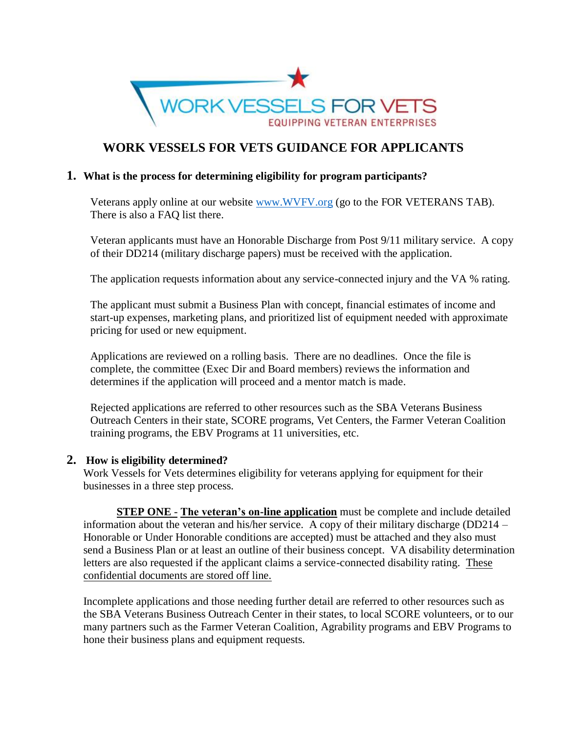# WORK VESSELS FOR VETS GUIDANCE FOR APPLICANTS

## 1. What is the process for determining eligibility for program participants?

Veterans apply online at our website www.WVFV.org (go to the FOR VETERANS TAB). There is also a FAQ list there.

Veteran applicants must have an Honorable Discharge from Post 9/11 military service. A copy of their DD214 (military discharge papers) must be received with the application.

The application requests information about any service-connected injury and the VA % rating.

The applicant must submit a Business Plan with concept, financial estimates of income and start-up expenses, marketing plans, and prioritized list of equipment needed with approximate pricing for used or new equipment.

Applications are reviewed on a rolling basis. There are no deadlines. Once the file is complete, the committee (Exec Dir and Board members) reviews the information and determines if the application will proceed and a mentor match is made.

Rejected applications are referred to other resources such as the SBA Veterans Business Outreach Centers in their state, SCORE programs, Vet Centers, the Farmer Veteran Coalition training programs, the EBV Programs at 11 universities, etc.

## 2. How is eligibility determined?

Work Vessels for Vets determines eligibility for veterans applying for equipment for their businesses in a three step process.

**STEP ONE - The veteran's on-line application** must be complete and include detailed information about the veteran and his/her service. A copy of their military discharge (DD214 – Honorable or Under Honorable conditions are accepted) must be attached and they also must send a Business Plan or at least an outline of their business concept. VA disability determination letters are also requested if the applicant claims a service-connected disability rating. These confidential documents are stored off line.

Incomplete applications and those needing further detail are referred to other resources such as the SBA Veterans Business Outreach Center in their states, to local SCORE volunteers, or to our many partners such as the Farmer Veteran Coalition, Agrability programs and EBV Programs to hone their business plans and equipment requests.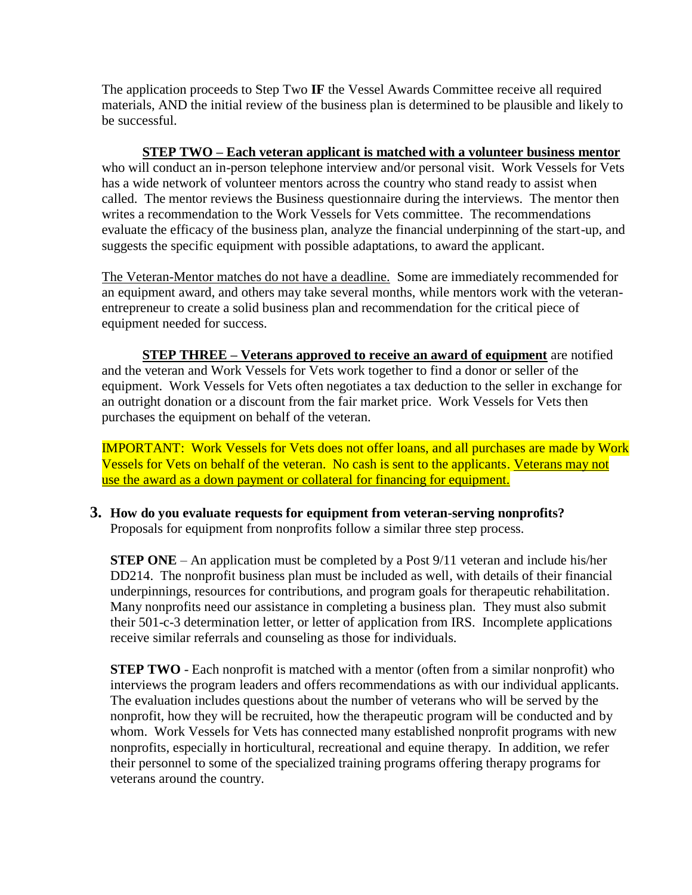The application proceeds to Step Two **IF** the Vessel Awards Committee receive all required materials, AND the initial review of the business plan is determined to be plausible and likely to be successful.

**STEP TWO – Each veteran applicant is matched with a volunteer business mentor** who will conduct an in-person telephone interview and/or personal visit. Work Vessels for Vets has a wide network of volunteer mentors across the country who stand ready to assist when called. The mentor reviews the Business questionnaire during the interviews. The mentor then writes a recommendation to the Work Vessels for Vets committee. The recommendations evaluate the efficacy of the business plan, analyze the financial underpinning of the start-up, and suggests the specific equipment with possible adaptations, to award the applicant.

The Veteran-Mentor matches do not have a deadline. Some are immediately recommended for an equipment award, and others may take several months, while mentors work with the veteran-entrepreneur to create a solid business plan and recommendation for the critical piece of equipment needed for success.

**STEP THREE – Veterans approved to receive an award of equipment** are notified and the veteran and Work Vessels for Vets work together to find a donor or seller of the equipment. Work Vessels for Vets often negotiates a tax deduction to the seller in exchange for an outright donation or a discount from the fair market price. Work Vessels for Vets then purchases the equipment on behalf of the veteran.

IMPORTANT: Work Vessels for Vets does not offer loans, and all purchases are made by Work Vessels for Vets on behalf of the veteran. No cash is sent to the applicants. Veterans may not use the award as a down payment or collateral for financing for equipment.

**3. How do you evaluate requests for equipment from veteran-serving nonprofits?**

Proposals for equipment from nonprofits follow a similar three step process.

**STEP ONE** – An application must be completed by a Post 9/11 veteran and include his/her DD214. The nonprofit business plan must be included as well, with details of their financial underpinnings, resources for contributions, and program goals for therapeutic rehabilitation. Many nonprofits need our assistance in completing a business plan. They must also submit their 501-c-3 determination letter, or letter of application from IRS. Incomplete applications receive similar referrals and counseling as those for individuals.

**STEP TWO** - Each nonprofit is matched with a mentor (often from a similar nonprofit) who interviews the program leaders and offers recommendations as with our individual applicants. The evaluation includes questions about the number of veterans who will be served by the nonprofit, how they will be recruited, how the therapeutic program will be conducted and by whom. Work Vessels for Vets has connected many established nonprofit programs with new nonprofits, especially in horticultural, recreational and equine therapy. In addition, we refer their personnel to some of the specialized training programs offering therapy programs for veterans around the country.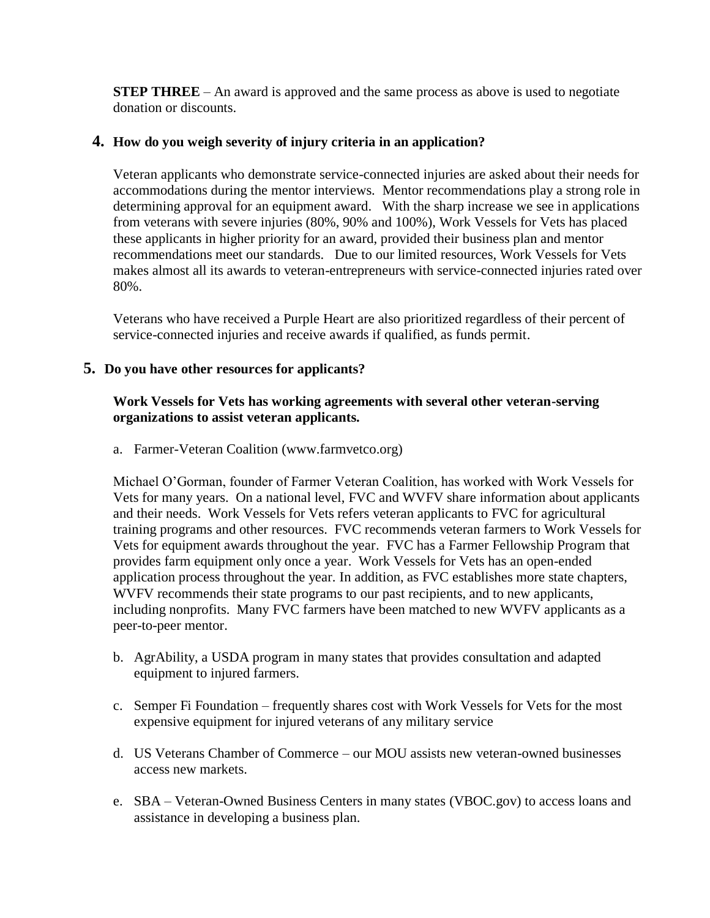**STEP THREE** – An award is approved and the same process as above is used to negotiate donation or discounts.

4. **How do you weigh severity of injury criteria in an application?**

   Veteran applicants who demonstrate service-connected injuries are asked about their needs for accommodations during the mentor interviews. Mentor recommendations play a strong role in determining approval for an equipment award. With the sharp increase we see in applications from veterans with severe injuries (80%, 90% and 100%), Work Vessels for Vets has placed these applicants in higher priority for an award, provided their business plan and mentor recommendations meet our standards. Due to our limited resources, Work Vessels for Vets makes almost all its awards to veteran-entrepreneurs with service-connected injuries rated over 80%.

   Veterans who have received a Purple Heart are also prioritized regardless of their percent of service-connected injuries and receive awards if qualified, as funds permit.

5. **Do you have other resources for applicants?**

   **Work Vessels for Vets has working agreements with several other veteran-serving organizations to assist veteran applicants.**

   a. Farmer-Veteran Coalition (www.farmvetco.org)

   Michael O'Gorman, founder of Farmer Veteran Coalition, has worked with Work Vessels for Vets for many years. On a national level, FVC and WVFV share information about applicants and their needs. Work Vessels for Vets refers veteran applicants to FVC for agricultural training programs and other resources. FVC recommends veteran farmers to Work Vessels for Vets for equipment awards throughout the year. FVC has a Farmer Fellowship Program that provides farm equipment only once a year. Work Vessels for Vets has an open-ended application process throughout the year. In addition, as FVC establishes more state chapters, WVFV recommends their state programs to our past recipients, and to new applicants, including nonprofits. Many FVC farmers have been matched to new WVFV applicants as a peer-to-peer mentor.

   b. AgrAbility, a USDA program in many states that provides consultation and adapted equipment to injured farmers.

   c. Semper Fi Foundation – frequently shares cost with Work Vessels for Vets for the most expensive equipment for injured veterans of any military service

   d. US Veterans Chamber of Commerce – our MOU assists new veteran-owned businesses access new markets.

   e. SBA – Veteran-Owned Business Centers in many states (VBOC.gov) to access loans and assistance in developing a business plan.